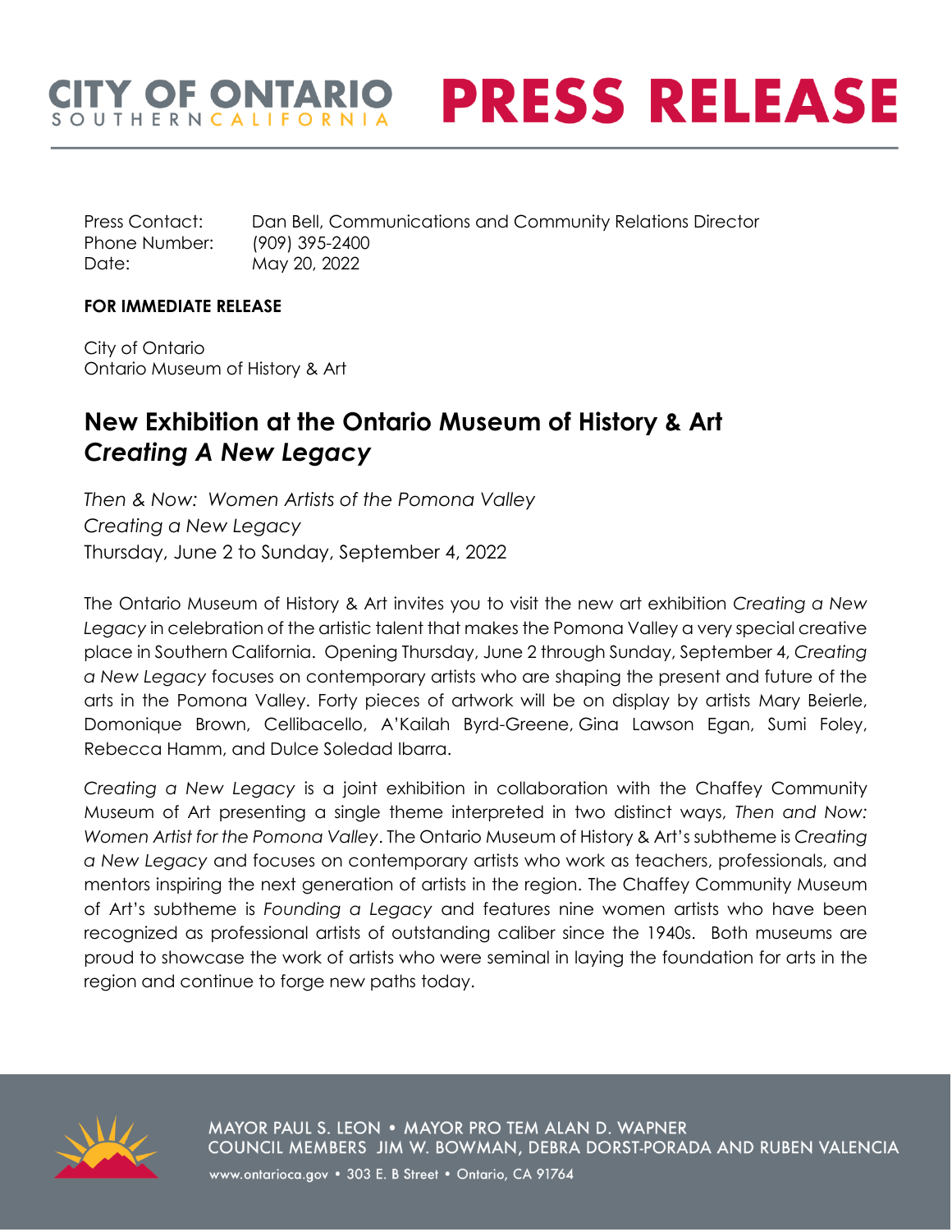# CITY OF ONTARIO SOUTHERN CALIFORNIA — PRESS RELEASE

Press Contact: Dan Bell, Communications and Community Relations Director
Phone Number: (909) 395-2400
Date: May 20, 2022

**FOR IMMEDIATE RELEASE**

City of Ontario
Ontario Museum of History & Art

## New Exhibition at the Ontario Museum of History & Art *Creating A New Legacy*

*Then & Now: Women Artists of the Pomona Valley*
*Creating a New Legacy*
Thursday, June 2 to Sunday, September 4, 2022

The Ontario Museum of History & Art invites you to visit the new art exhibition *Creating a New Legacy* in celebration of the artistic talent that makes the Pomona Valley a very special creative place in Southern California. Opening Thursday, June 2 through Sunday, September 4, *Creating a New Legacy* focuses on contemporary artists who are shaping the present and future of the arts in the Pomona Valley. Forty pieces of artwork will be on display by artists Mary Beierle, Domonique Brown, Cellibacello, A'Kailah Byrd-Greene, Gina Lawson Egan, Sumi Foley, Rebecca Hamm, and Dulce Soledad Ibarra.

*Creating a New Legacy* is a joint exhibition in collaboration with the Chaffey Community Museum of Art presenting a single theme interpreted in two distinct ways, *Then and Now: Women Artist for the Pomona Valley*. The Ontario Museum of History & Art's subtheme is *Creating a New Legacy* and focuses on contemporary artists who work as teachers, professionals, and mentors inspiring the next generation of artists in the region. The Chaffey Community Museum of Art's subtheme is *Founding a Legacy* and features nine women artists who have been recognized as professional artists of outstanding caliber since the 1940s. Both museums are proud to showcase the work of artists who were seminal in laying the foundation for arts in the region and continue to forge new paths today.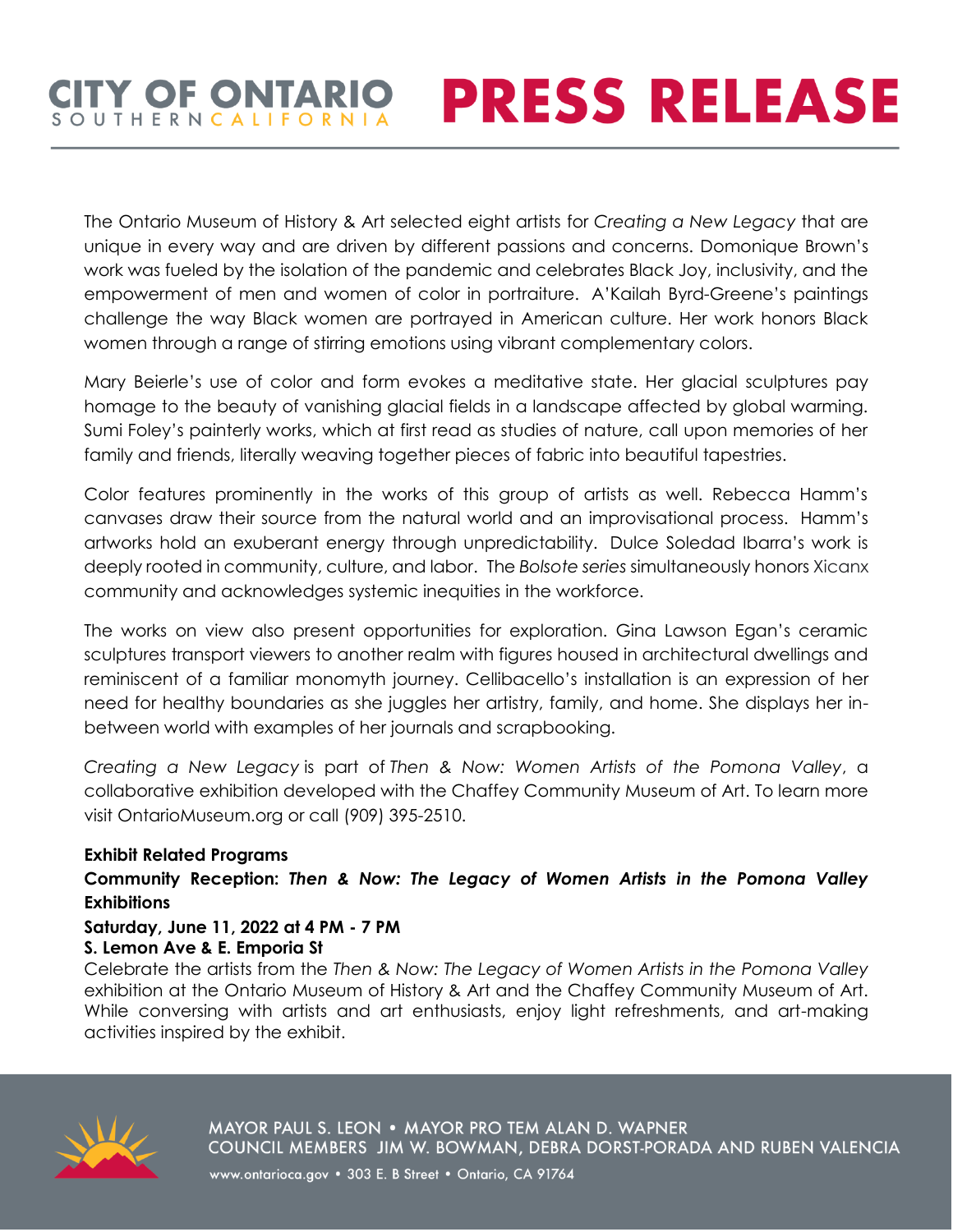The Ontario Museum of History & Art selected eight artists for *Creating a New Legacy* that are unique in every way and are driven by different passions and concerns. Domonique Brown's work was fueled by the isolation of the pandemic and celebrates Black Joy, inclusivity, and the empowerment of men and women of color in portraiture. A'Kailah Byrd-Greene's paintings challenge the way Black women are portrayed in American culture. Her work honors Black women through a range of stirring emotions using vibrant complementary colors.

Mary Beierle's use of color and form evokes a meditative state. Her glacial sculptures pay homage to the beauty of vanishing glacial fields in a landscape affected by global warming. Sumi Foley's painterly works, which at first read as studies of nature, call upon memories of her family and friends, literally weaving together pieces of fabric into beautiful tapestries.

Color features prominently in the works of this group of artists as well. Rebecca Hamm's canvases draw their source from the natural world and an improvisational process. Hamm's artworks hold an exuberant energy through unpredictability. Dulce Soledad Ibarra's work is deeply rooted in community, culture, and labor. The *Bolsote series* simultaneously honors Xicanx community and acknowledges systemic inequities in the workforce.

The works on view also present opportunities for exploration. Gina Lawson Egan's ceramic sculptures transport viewers to another realm with figures housed in architectural dwellings and reminiscent of a familiar monomyth journey. Cellibacello's installation is an expression of her need for healthy boundaries as she juggles her artistry, family, and home. She displays her in-between world with examples of her journals and scrapbooking.

*Creating a New Legacy* is part of *Then & Now: Women Artists of the Pomona Valley*, a collaborative exhibition developed with the Chaffey Community Museum of Art. To learn more visit OntarioMuseum.org or call (909) 395-2510.

**Exhibit Related Programs**

**Community Reception: *Then & Now: The Legacy of Women Artists in the Pomona Valley* Exhibitions**

**Saturday, June 11, 2022 at 4 PM - 7 PM**

**S. Lemon Ave & E. Emporia St**

Celebrate the artists from the *Then & Now: The Legacy of Women Artists in the Pomona Valley* exhibition at the Ontario Museum of History & Art and the Chaffey Community Museum of Art. While conversing with artists and art enthusiasts, enjoy light refreshments, and art-making activities inspired by the exhibit.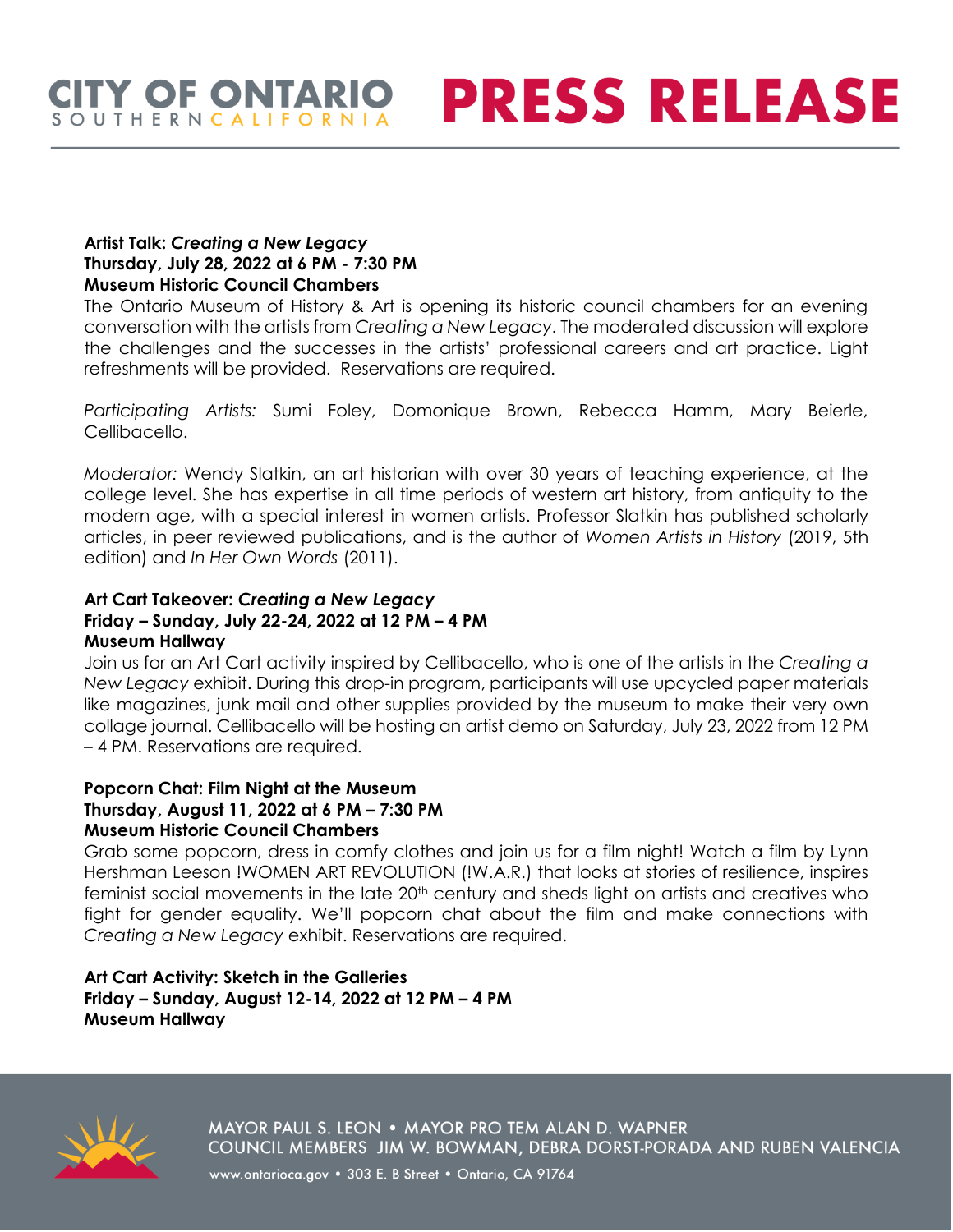**Artist Talk: *Creating a New Legacy***
**Thursday, July 28, 2022 at 6 PM - 7:30 PM**
**Museum Historic Council Chambers**
The Ontario Museum of History & Art is opening its historic council chambers for an evening conversation with the artists from *Creating a New Legacy*. The moderated discussion will explore the challenges and the successes in the artists' professional careers and art practice. Light refreshments will be provided. Reservations are required.

*Participating Artists:* Sumi Foley, Domonique Brown, Rebecca Hamm, Mary Beierle, Cellibacello.

*Moderator:* Wendy Slatkin, an art historian with over 30 years of teaching experience, at the college level. She has expertise in all time periods of western art history, from antiquity to the modern age, with a special interest in women artists. Professor Slatkin has published scholarly articles, in peer reviewed publications, and is the author of *Women Artists in History* (2019, 5th edition) and *In Her Own Words* (2011).

**Art Cart Takeover: *Creating a New Legacy***
**Friday – Sunday, July 22-24, 2022 at 12 PM – 4 PM**
**Museum Hallway**
Join us for an Art Cart activity inspired by Cellibacello, who is one of the artists in the *Creating a New Legacy* exhibit. During this drop-in program, participants will use upcycled paper materials like magazines, junk mail and other supplies provided by the museum to make their very own collage journal. Cellibacello will be hosting an artist demo on Saturday, July 23, 2022 from 12 PM – 4 PM. Reservations are required.

**Popcorn Chat: Film Night at the Museum**
**Thursday, August 11, 2022 at 6 PM – 7:30 PM**
**Museum Historic Council Chambers**
Grab some popcorn, dress in comfy clothes and join us for a film night! Watch a film by Lynn Hershman Leeson !WOMEN ART REVOLUTION (!W.A.R.) that looks at stories of resilience, inspires feminist social movements in the late 20th century and sheds light on artists and creatives who fight for gender equality. We'll popcorn chat about the film and make connections with *Creating a New Legacy* exhibit. Reservations are required.

**Art Cart Activity: Sketch in the Galleries**
**Friday – Sunday, August 12-14, 2022 at 12 PM – 4 PM**
**Museum Hallway**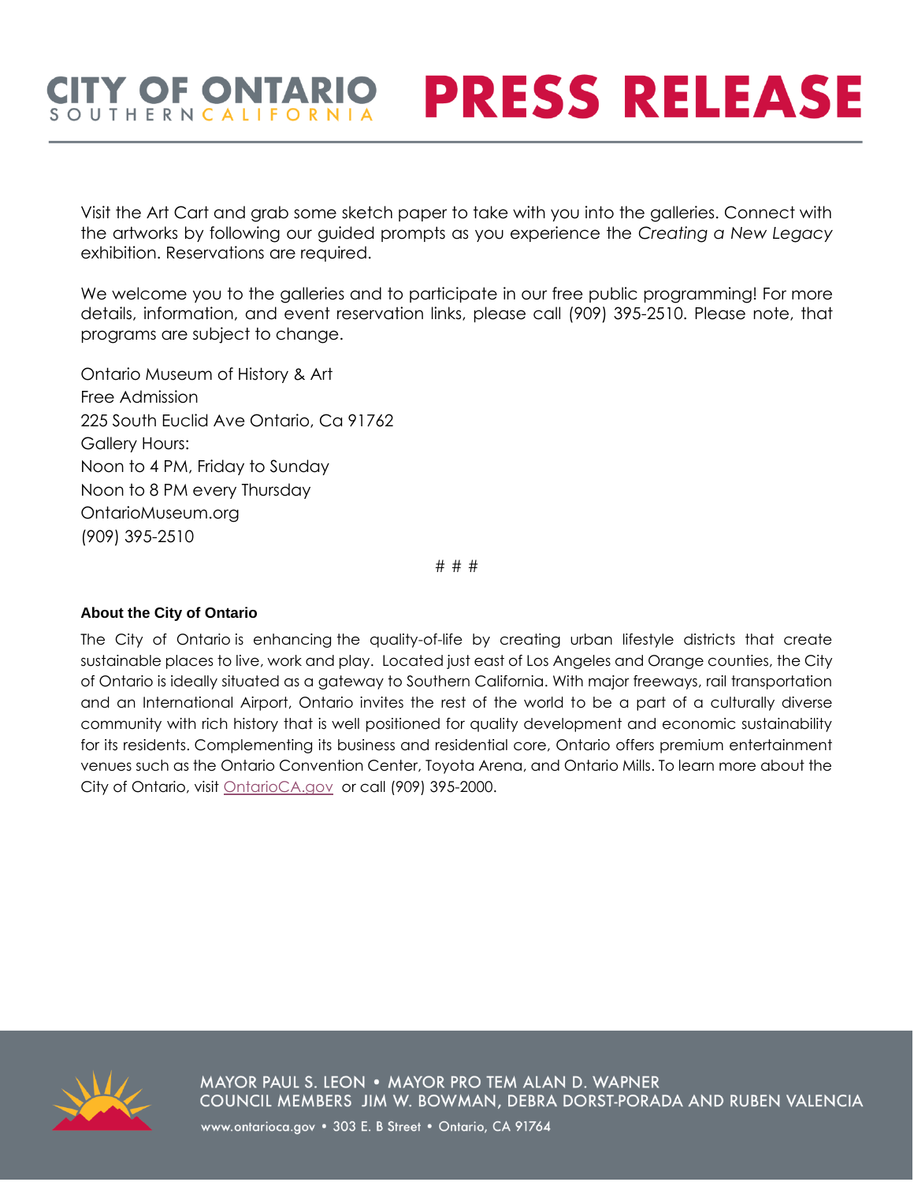Visit the Art Cart and grab some sketch paper to take with you into the galleries. Connect with the artworks by following our guided prompts as you experience the *Creating a New Legacy* exhibition. Reservations are required.

We welcome you to the galleries and to participate in our free public programming! For more details, information, and event reservation links, please call (909) 395-2510. Please note, that programs are subject to change.

Ontario Museum of History & Art
Free Admission
225 South Euclid Ave Ontario, Ca 91762
Gallery Hours:
Noon to 4 PM, Friday to Sunday
Noon to 8 PM every Thursday
OntarioMuseum.org
(909) 395-2510

# # #

**About the City of Ontario**

The City of Ontario is enhancing the quality-of-life by creating urban lifestyle districts that create sustainable places to live, work and play. Located just east of Los Angeles and Orange counties, the City of Ontario is ideally situated as a gateway to Southern California. With major freeways, rail transportation and an International Airport, Ontario invites the rest of the world to be a part of a culturally diverse community with rich history that is well positioned for quality development and economic sustainability for its residents. Complementing its business and residential core, Ontario offers premium entertainment venues such as the Ontario Convention Center, Toyota Arena, and Ontario Mills. To learn more about the City of Ontario, visit OntarioCA.gov or call (909) 395-2000.